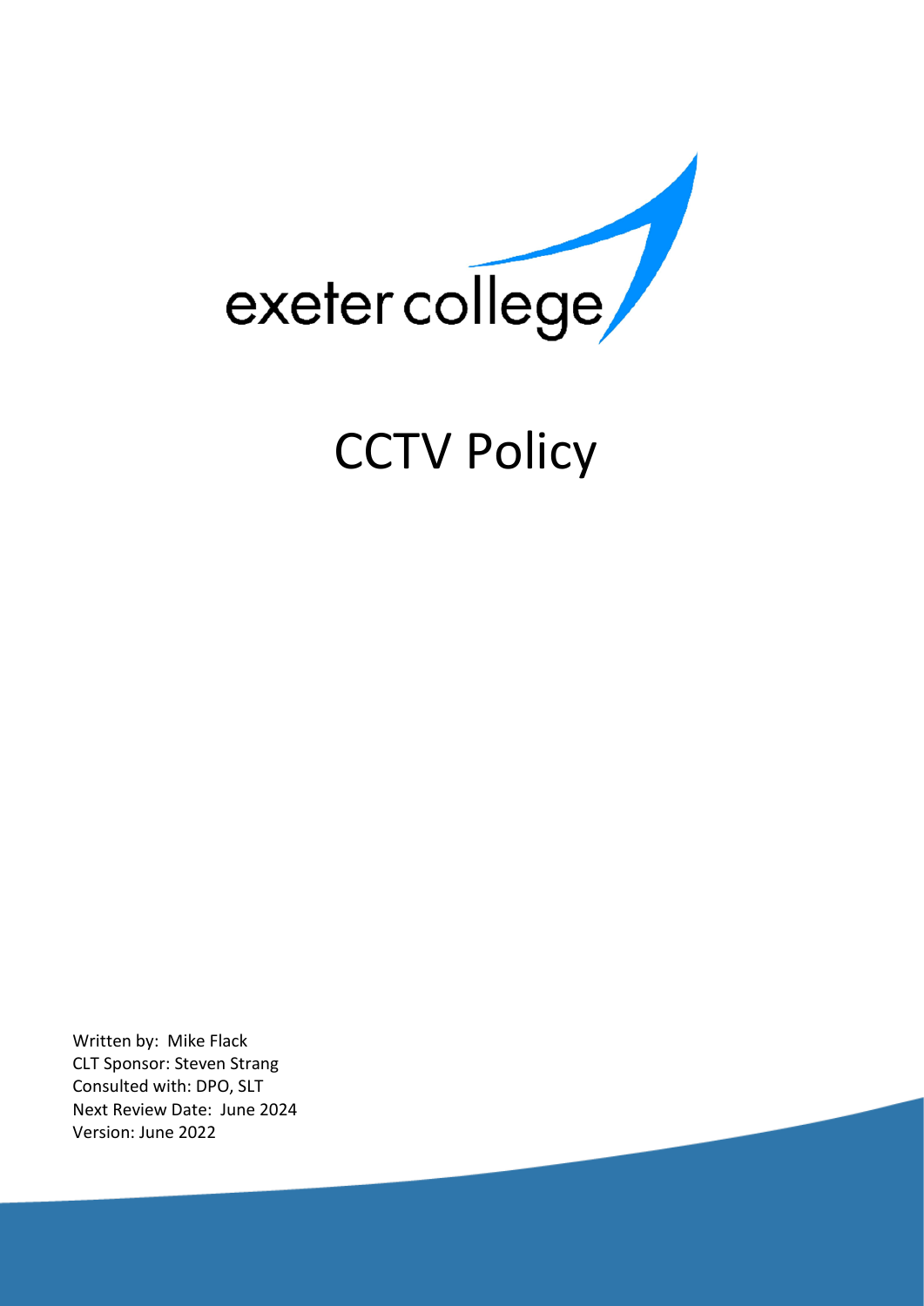exeter college

# CCTV Policy

Written by: Mike Flack
CLT Sponsor: Steven Strang
Consulted with: DPO, SLT
Next Review Date: June 2024
Version: June 2022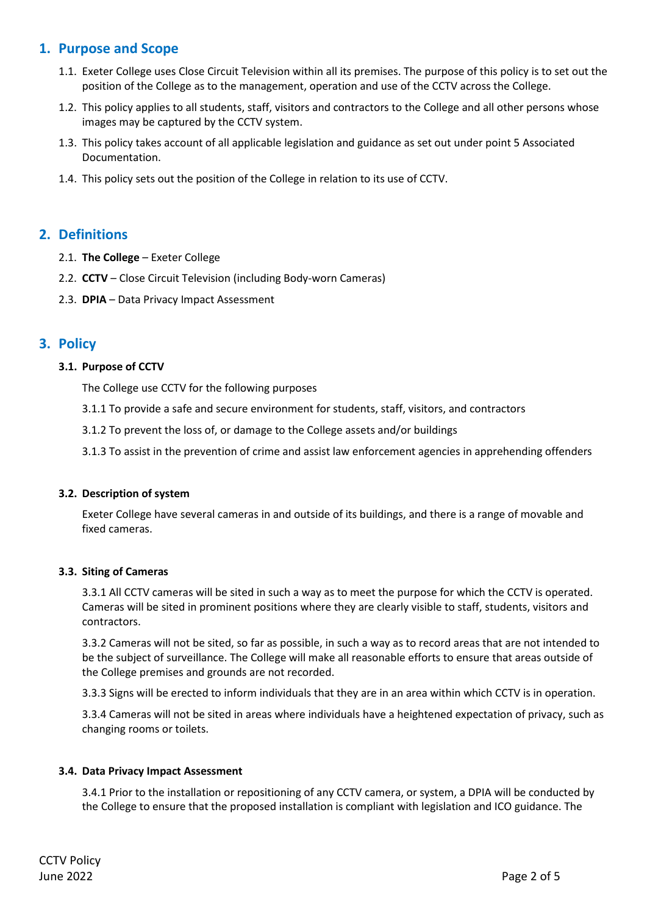## 1. Purpose and Scope

1.1. Exeter College uses Close Circuit Television within all its premises. The purpose of this policy is to set out the position of the College as to the management, operation and use of the CCTV across the College.

1.2. This policy applies to all students, staff, visitors and contractors to the College and all other persons whose images may be captured by the CCTV system.

1.3. This policy takes account of all applicable legislation and guidance as set out under point 5 Associated Documentation.

1.4. This policy sets out the position of the College in relation to its use of CCTV.

## 2. Definitions

2.1. **The College** – Exeter College

2.2. **CCTV** – Close Circuit Television (including Body-worn Cameras)

2.3. **DPIA** – Data Privacy Impact Assessment

## 3. Policy

### 3.1. Purpose of CCTV

The College use CCTV for the following purposes

3.1.1 To provide a safe and secure environment for students, staff, visitors, and contractors

3.1.2 To prevent the loss of, or damage to the College assets and/or buildings

3.1.3 To assist in the prevention of crime and assist law enforcement agencies in apprehending offenders

### 3.2. Description of system

Exeter College have several cameras in and outside of its buildings, and there is a range of movable and fixed cameras.

### 3.3. Siting of Cameras

3.3.1 All CCTV cameras will be sited in such a way as to meet the purpose for which the CCTV is operated. Cameras will be sited in prominent positions where they are clearly visible to staff, students, visitors and contractors.

3.3.2 Cameras will not be sited, so far as possible, in such a way as to record areas that are not intended to be the subject of surveillance. The College will make all reasonable efforts to ensure that areas outside of the College premises and grounds are not recorded.

3.3.3 Signs will be erected to inform individuals that they are in an area within which CCTV is in operation.

3.3.4 Cameras will not be sited in areas where individuals have a heightened expectation of privacy, such as changing rooms or toilets.

### 3.4. Data Privacy Impact Assessment

3.4.1 Prior to the installation or repositioning of any CCTV camera, or system, a DPIA will be conducted by the College to ensure that the proposed installation is compliant with legislation and ICO guidance. The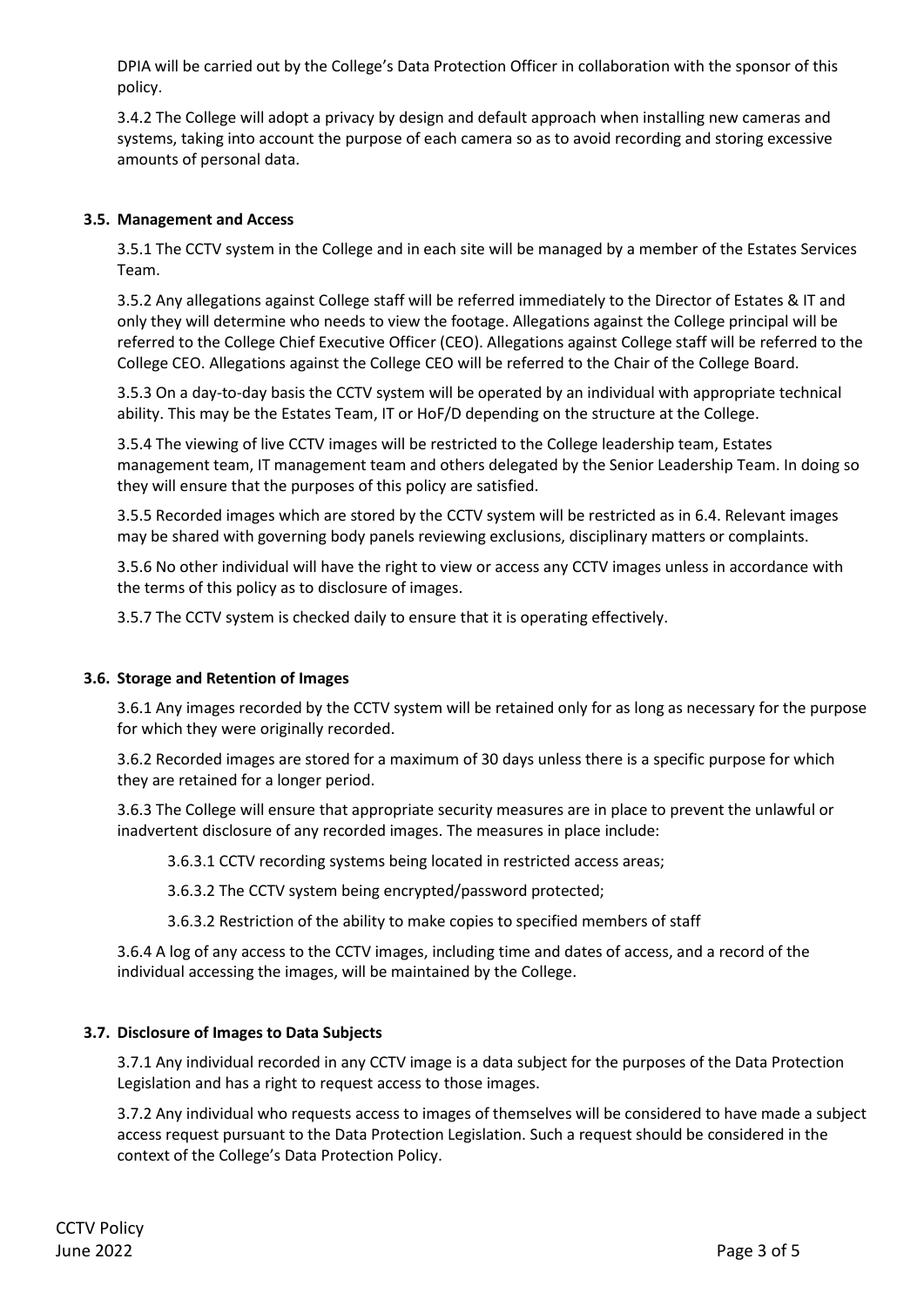DPIA will be carried out by the College's Data Protection Officer in collaboration with the sponsor of this policy.

3.4.2 The College will adopt a privacy by design and default approach when installing new cameras and systems, taking into account the purpose of each camera so as to avoid recording and storing excessive amounts of personal data.

### 3.5. Management and Access

3.5.1 The CCTV system in the College and in each site will be managed by a member of the Estates Services Team.

3.5.2 Any allegations against College staff will be referred immediately to the Director of Estates & IT and only they will determine who needs to view the footage. Allegations against the College principal will be referred to the College Chief Executive Officer (CEO). Allegations against College staff will be referred to the College CEO. Allegations against the College CEO will be referred to the Chair of the College Board.

3.5.3 On a day-to-day basis the CCTV system will be operated by an individual with appropriate technical ability. This may be the Estates Team, IT or HoF/D depending on the structure at the College.

3.5.4 The viewing of live CCTV images will be restricted to the College leadership team, Estates management team, IT management team and others delegated by the Senior Leadership Team. In doing so they will ensure that the purposes of this policy are satisfied.

3.5.5 Recorded images which are stored by the CCTV system will be restricted as in 6.4. Relevant images may be shared with governing body panels reviewing exclusions, disciplinary matters or complaints.

3.5.6 No other individual will have the right to view or access any CCTV images unless in accordance with the terms of this policy as to disclosure of images.

3.5.7 The CCTV system is checked daily to ensure that it is operating effectively.

### 3.6. Storage and Retention of Images

3.6.1 Any images recorded by the CCTV system will be retained only for as long as necessary for the purpose for which they were originally recorded.

3.6.2 Recorded images are stored for a maximum of 30 days unless there is a specific purpose for which they are retained for a longer period.

3.6.3 The College will ensure that appropriate security measures are in place to prevent the unlawful or inadvertent disclosure of any recorded images. The measures in place include:

3.6.3.1 CCTV recording systems being located in restricted access areas;

3.6.3.2 The CCTV system being encrypted/password protected;

3.6.3.2 Restriction of the ability to make copies to specified members of staff

3.6.4 A log of any access to the CCTV images, including time and dates of access, and a record of the individual accessing the images, will be maintained by the College.

### 3.7. Disclosure of Images to Data Subjects

3.7.1 Any individual recorded in any CCTV image is a data subject for the purposes of the Data Protection Legislation and has a right to request access to those images.

3.7.2 Any individual who requests access to images of themselves will be considered to have made a subject access request pursuant to the Data Protection Legislation. Such a request should be considered in the context of the College's Data Protection Policy.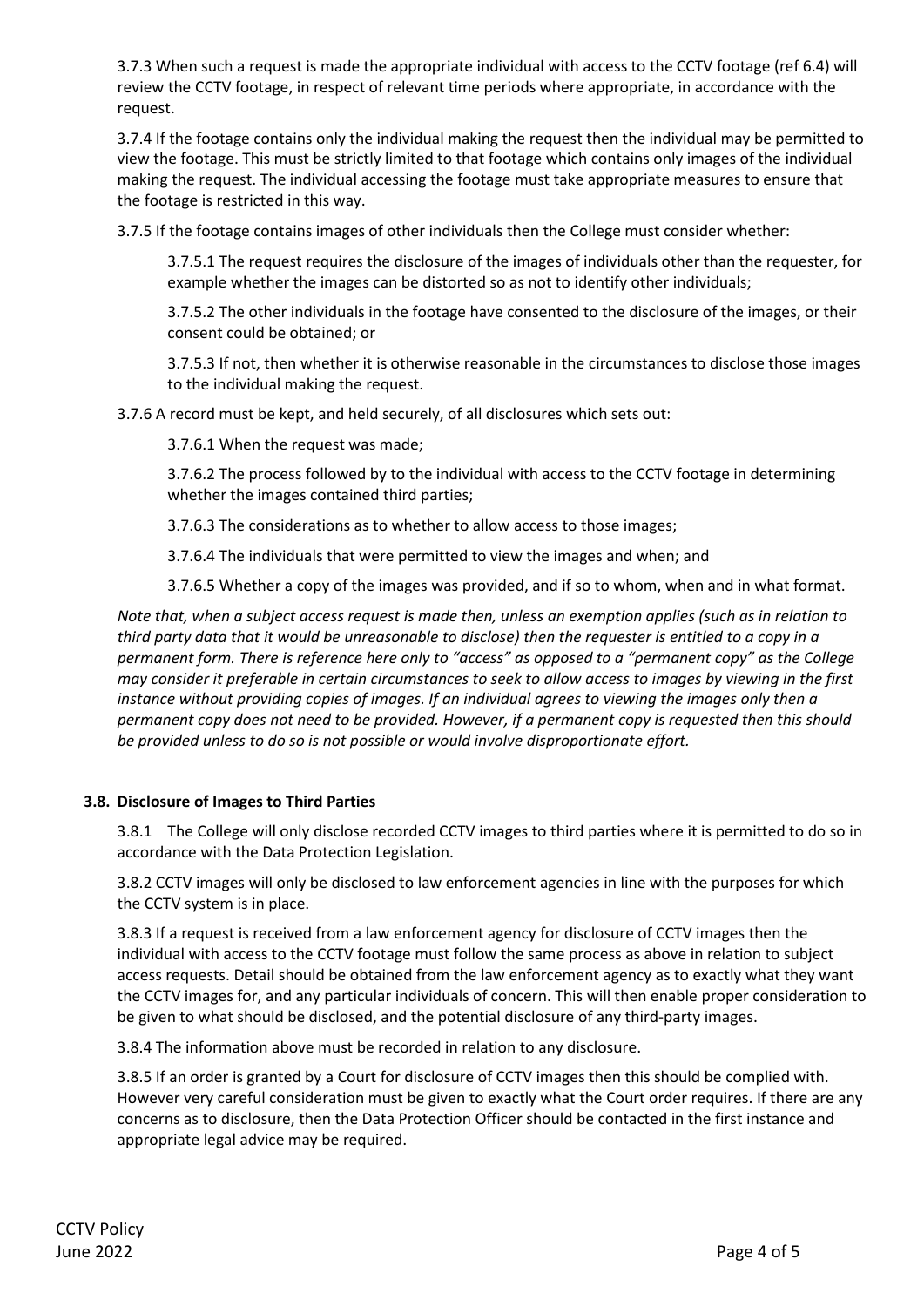3.7.3 When such a request is made the appropriate individual with access to the CCTV footage (ref 6.4) will review the CCTV footage, in respect of relevant time periods where appropriate, in accordance with the request.

3.7.4 If the footage contains only the individual making the request then the individual may be permitted to view the footage. This must be strictly limited to that footage which contains only images of the individual making the request. The individual accessing the footage must take appropriate measures to ensure that the footage is restricted in this way.

3.7.5 If the footage contains images of other individuals then the College must consider whether:

3.7.5.1 The request requires the disclosure of the images of individuals other than the requester, for example whether the images can be distorted so as not to identify other individuals;

3.7.5.2 The other individuals in the footage have consented to the disclosure of the images, or their consent could be obtained; or

3.7.5.3 If not, then whether it is otherwise reasonable in the circumstances to disclose those images to the individual making the request.

3.7.6 A record must be kept, and held securely, of all disclosures which sets out:

3.7.6.1 When the request was made;

3.7.6.2 The process followed by to the individual with access to the CCTV footage in determining whether the images contained third parties;

3.7.6.3 The considerations as to whether to allow access to those images;

3.7.6.4 The individuals that were permitted to view the images and when; and

3.7.6.5 Whether a copy of the images was provided, and if so to whom, when and in what format.

*Note that, when a subject access request is made then, unless an exemption applies (such as in relation to third party data that it would be unreasonable to disclose) then the requester is entitled to a copy in a permanent form. There is reference here only to "access" as opposed to a "permanent copy" as the College may consider it preferable in certain circumstances to seek to allow access to images by viewing in the first instance without providing copies of images. If an individual agrees to viewing the images only then a permanent copy does not need to be provided. However, if a permanent copy is requested then this should be provided unless to do so is not possible or would involve disproportionate effort.*

### 3.8. Disclosure of Images to Third Parties

3.8.1 The College will only disclose recorded CCTV images to third parties where it is permitted to do so in accordance with the Data Protection Legislation.

3.8.2 CCTV images will only be disclosed to law enforcement agencies in line with the purposes for which the CCTV system is in place.

3.8.3 If a request is received from a law enforcement agency for disclosure of CCTV images then the individual with access to the CCTV footage must follow the same process as above in relation to subject access requests. Detail should be obtained from the law enforcement agency as to exactly what they want the CCTV images for, and any particular individuals of concern. This will then enable proper consideration to be given to what should be disclosed, and the potential disclosure of any third-party images.

3.8.4 The information above must be recorded in relation to any disclosure.

3.8.5 If an order is granted by a Court for disclosure of CCTV images then this should be complied with. However very careful consideration must be given to exactly what the Court order requires. If there are any concerns as to disclosure, then the Data Protection Officer should be contacted in the first instance and appropriate legal advice may be required.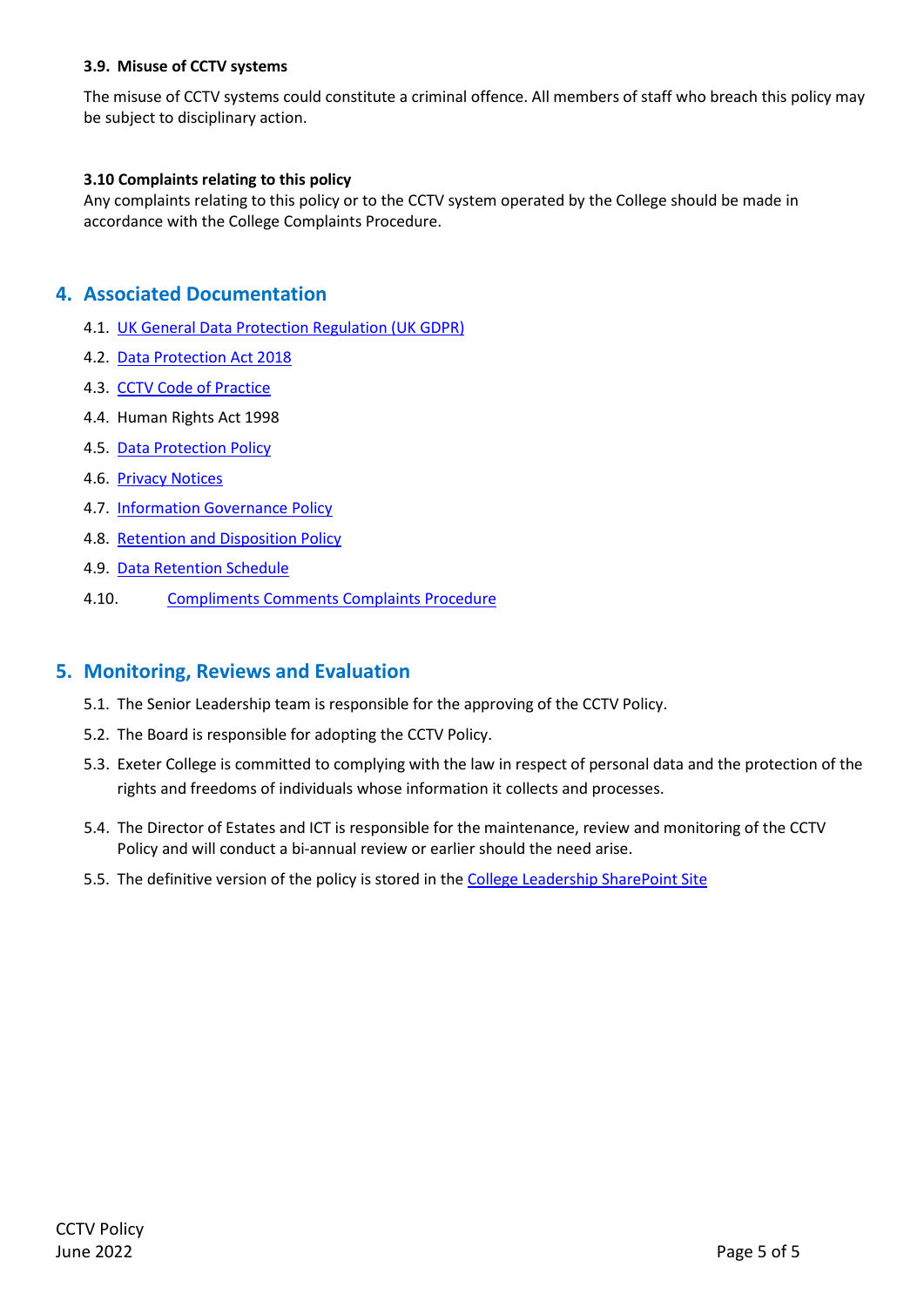### 3.9. Misuse of CCTV systems

The misuse of CCTV systems could constitute a criminal offence. All members of staff who breach this policy may be subject to disciplinary action.

### 3.10 Complaints relating to this policy

Any complaints relating to this policy or to the CCTV system operated by the College should be made in accordance with the College Complaints Procedure.

## 4. Associated Documentation

4.1. UK General Data Protection Regulation (UK GDPR)

4.2. Data Protection Act 2018

4.3. CCTV Code of Practice

4.4. Human Rights Act 1998

4.5. Data Protection Policy

4.6. Privacy Notices

4.7. Information Governance Policy

4.8. Retention and Disposition Policy

4.9. Data Retention Schedule

4.10. Compliments Comments Complaints Procedure

## 5. Monitoring, Reviews and Evaluation

5.1. The Senior Leadership team is responsible for the approving of the CCTV Policy.

5.2. The Board is responsible for adopting the CCTV Policy.

5.3. Exeter College is committed to complying with the law in respect of personal data and the protection of the rights and freedoms of individuals whose information it collects and processes.

5.4. The Director of Estates and ICT is responsible for the maintenance, review and monitoring of the CCTV Policy and will conduct a bi-annual review or earlier should the need arise.

5.5. The definitive version of the policy is stored in the College Leadership SharePoint Site

CCTV Policy
June 2022